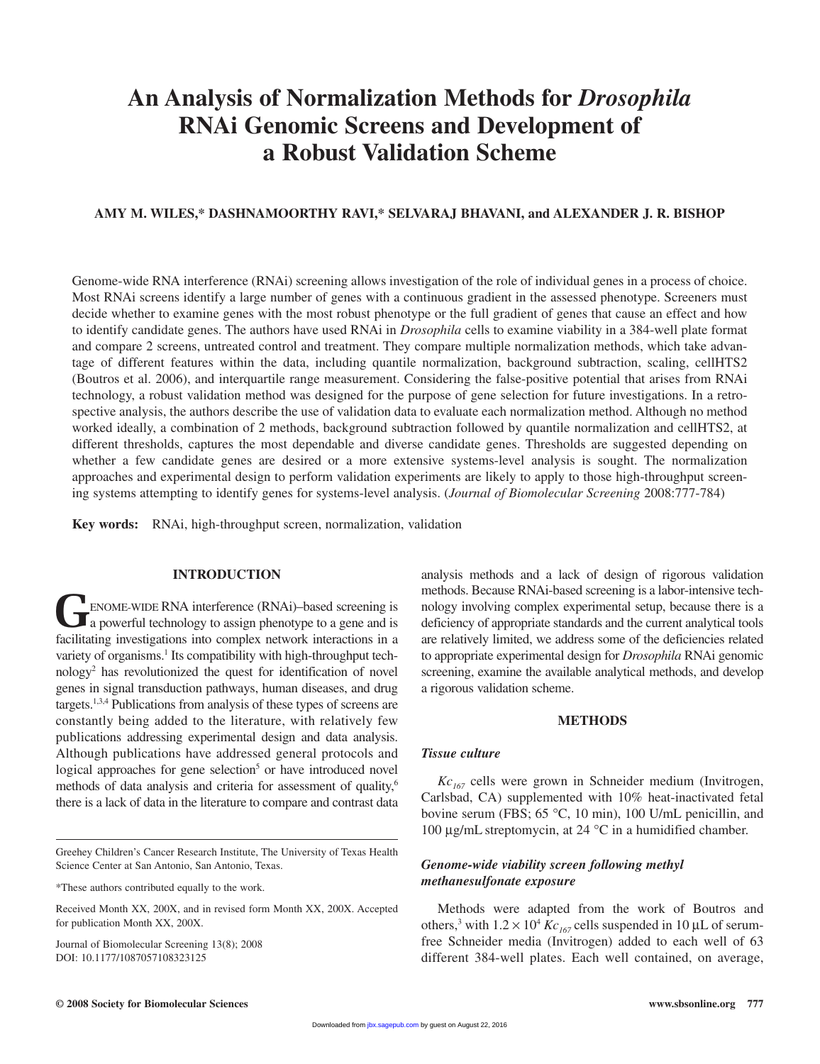# An Analysis of Normalization Methods for *Drosophila* RNAi Genomic Screens and Development of a Robust Validation Scheme

**AMY M. WILES,\* DASHNAMOORTHY RAVI,\* SELVARAJ BHAVANI, and ALEXANDER J. R. BISHOP**

Genome-wide RNA interference (RNAi) screening allows investigation of the role of individual genes in a process of choice. Most RNAi screens identify a large number of genes with a continuous gradient in the assessed phenotype. Screeners must decide whether to examine genes with the most robust phenotype or the full gradient of genes that cause an effect and how to identify candidate genes. The authors have used RNAi in *Drosophila* cells to examine viability in a 384-well plate format and compare 2 screens, untreated control and treatment. They compare multiple normalization methods, which take advantage of different features within the data, including quantile normalization, background subtraction, scaling, cellHTS2 (Boutros et al. 2006), and interquartile range measurement. Considering the false-positive potential that arises from RNAi technology, a robust validation method was designed for the purpose of gene selection for future investigations. In a retrospective analysis, the authors describe the use of validation data to evaluate each normalization method. Although no method worked ideally, a combination of 2 methods, background subtraction followed by quantile normalization and cellHTS2, at different thresholds, captures the most dependable and diverse candidate genes. Thresholds are suggested depending on whether a few candidate genes are desired or a more extensive systems-level analysis is sought. The normalization approaches and experimental design to perform validation experiments are likely to apply to those high-throughput screening systems attempting to identify genes for systems-level analysis. (*Journal of Biomolecular Screening* 2008:777-784)

**Key words:** RNAi, high-throughput screen, normalization, validation

## INTRODUCTION

Genome-wide RNA interference (RNAi)–based screening is a powerful technology to assign phenotype to a gene and is facilitating investigations into complex network interactions in a variety of organisms.[1] Its compatibility with high-throughput technology[2] has revolutionized the quest for identification of novel genes in signal transduction pathways, human diseases, and drug targets.[1,3,4] Publications from analysis of these types of screens are constantly being added to the literature, with relatively few publications addressing experimental design and data analysis. Although publications have addressed general protocols and logical approaches for gene selection[5] or have introduced novel methods of data analysis and criteria for assessment of quality,[6] there is a lack of data in the literature to compare and contrast data analysis methods and a lack of design of rigorous validation methods. Because RNAi-based screening is a labor-intensive technology involving complex experimental setup, because there is a deficiency of appropriate standards and the current analytical tools are relatively limited, we address some of the deficiencies related to appropriate experimental design for *Drosophila* RNAi genomic screening, examine the available analytical methods, and develop a rigorous validation scheme.

Greehey Children's Cancer Research Institute, The University of Texas Health Science Center at San Antonio, San Antonio, Texas.

\*These authors contributed equally to the work.

Received Month XX, 200X, and in revised form Month XX, 200X. Accepted for publication Month XX, 200X.

Journal of Biomolecular Screening 13(8); 2008
DOI: 10.1177/1087057108323125

## METHODS

### *Tissue culture*

*Kc*$_{167}$ cells were grown in Schneider medium (Invitrogen, Carlsbad, CA) supplemented with 10% heat-inactivated fetal bovine serum (FBS; 65 °C, 10 min), 100 U/mL penicillin, and 100 µg/mL streptomycin, at 24 °C in a humidified chamber.

### *Genome-wide viability screen following methyl methanesulfonate exposure*

Methods were adapted from the work of Boutros and others,[3] with $1.2 \times 10^4$ *Kc*$_{167}$ cells suspended in 10 µL of serum-free Schneider media (Invitrogen) added to each well of 63 different 384-well plates. Each well contained, on average,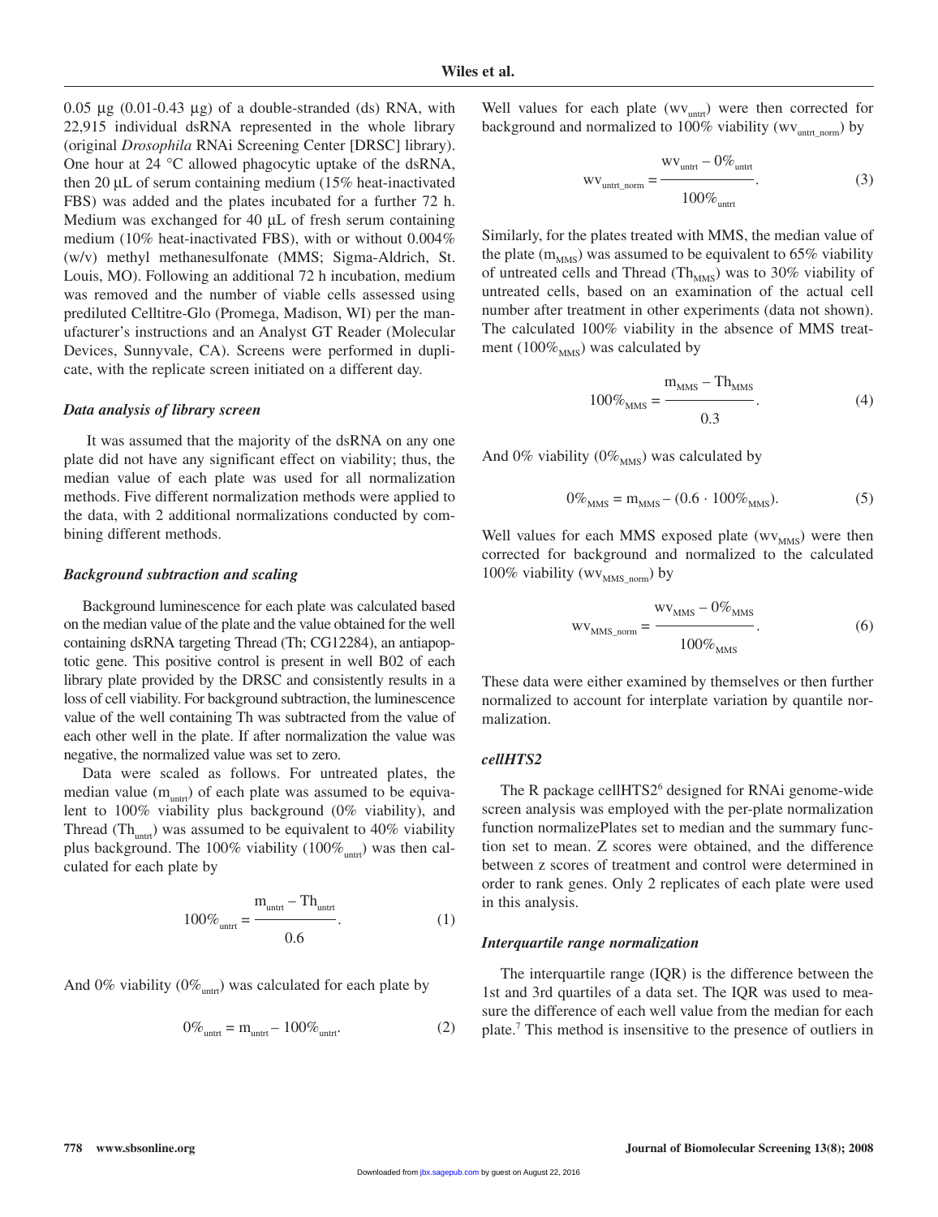0.05 μg (0.01-0.43 μg) of a double-stranded (ds) RNA, with 22,915 individual dsRNA represented in the whole library (original *Drosophila* RNAi Screening Center [DRSC] library). One hour at 24 °C allowed phagocytic uptake of the dsRNA, then 20 μL of serum containing medium (15% heat-inactivated FBS) was added and the plates incubated for a further 72 h. Medium was exchanged for 40 μL of fresh serum containing medium (10% heat-inactivated FBS), with or without 0.004% (w/v) methyl methanesulfonate (MMS; Sigma-Aldrich, St. Louis, MO). Following an additional 72 h incubation, medium was removed and the number of viable cells assessed using prediluted Celltitre-Glo (Promega, Madison, WI) per the manufacturer's instructions and an Analyst GT Reader (Molecular Devices, Sunnyvale, CA). Screens were performed in duplicate, with the replicate screen initiated on a different day.

### *Data analysis of library screen*

It was assumed that the majority of the dsRNA on any one plate did not have any significant effect on viability; thus, the median value of each plate was used for all normalization methods. Five different normalization methods were applied to the data, with 2 additional normalizations conducted by combining different methods.

### *Background subtraction and scaling*

Background luminescence for each plate was calculated based on the median value of the plate and the value obtained for the well containing dsRNA targeting Thread (Th; CG12284), an antiapoptotic gene. This positive control is present in well B02 of each library plate provided by the DRSC and consistently results in a loss of cell viability. For background subtraction, the luminescence value of the well containing Th was subtracted from the value of each other well in the plate. If after normalization the value was negative, the normalized value was set to zero.

Data were scaled as follows. For untreated plates, the median value ($m_{untrt}$) of each plate was assumed to be equivalent to 100% viability plus background (0% viability), and Thread ($Th_{untrt}$) was assumed to be equivalent to 40% viability plus background. The 100% viability ($100\%_{untrt}$) was then calculated for each plate by

$$100\%_{untrt} = \frac{m_{untrt} - Th_{untrt}}{0.6}. \tag{1}$$

And 0% viability ($0\%_{untrt}$) was calculated for each plate by

$$0\%_{untrt} = m_{untrt} - 100\%_{untrt}. \tag{2}$$

Well values for each plate ($wv_{untrt}$) were then corrected for background and normalized to 100% viability ($wv_{untrt\_norm}$) by

$$wv_{untrt\_norm} = \frac{wv_{untrt} - 0\%_{untrt}}{100\%_{untrt}}. \tag{3}$$

Similarly, for the plates treated with MMS, the median value of the plate ($m_{MMS}$) was assumed to be equivalent to 65% viability of untreated cells and Thread ($Th_{MMS}$) was to 30% viability of untreated cells, based on an examination of the actual cell number after treatment in other experiments (data not shown). The calculated 100% viability in the absence of MMS treatment ($100\%_{MMS}$) was calculated by

$$100\%_{MMS} = \frac{m_{MMS} - Th_{MMS}}{0.3}. \tag{4}$$

And 0% viability ($0\%_{MMS}$) was calculated by

$$0\%_{MMS} = m_{MMS} - (0.6 \cdot 100\%_{MMS}). \tag{5}$$

Well values for each MMS exposed plate ($wv_{MMS}$) were then corrected for background and normalized to the calculated 100% viability ($wv_{MMS\_norm}$) by

$$wv_{MMS\_norm} = \frac{wv_{MMS} - 0\%_{MMS}}{100\%_{MMS}}. \tag{6}$$

These data were either examined by themselves or then further normalized to account for interplate variation by quantile normalization.

### *cellHTS2*

The R package cellHTS2[6] designed for RNAi genome-wide screen analysis was employed with the per-plate normalization function normalizePlates set to median and the summary function set to mean. Z scores were obtained, and the difference between z scores of treatment and control were determined in order to rank genes. Only 2 replicates of each plate were used in this analysis.

### *Interquartile range normalization*

The interquartile range (IQR) is the difference between the 1st and 3rd quartiles of a data set. The IQR was used to measure the difference of each well value from the median for each plate.[7] This method is insensitive to the presence of outliers in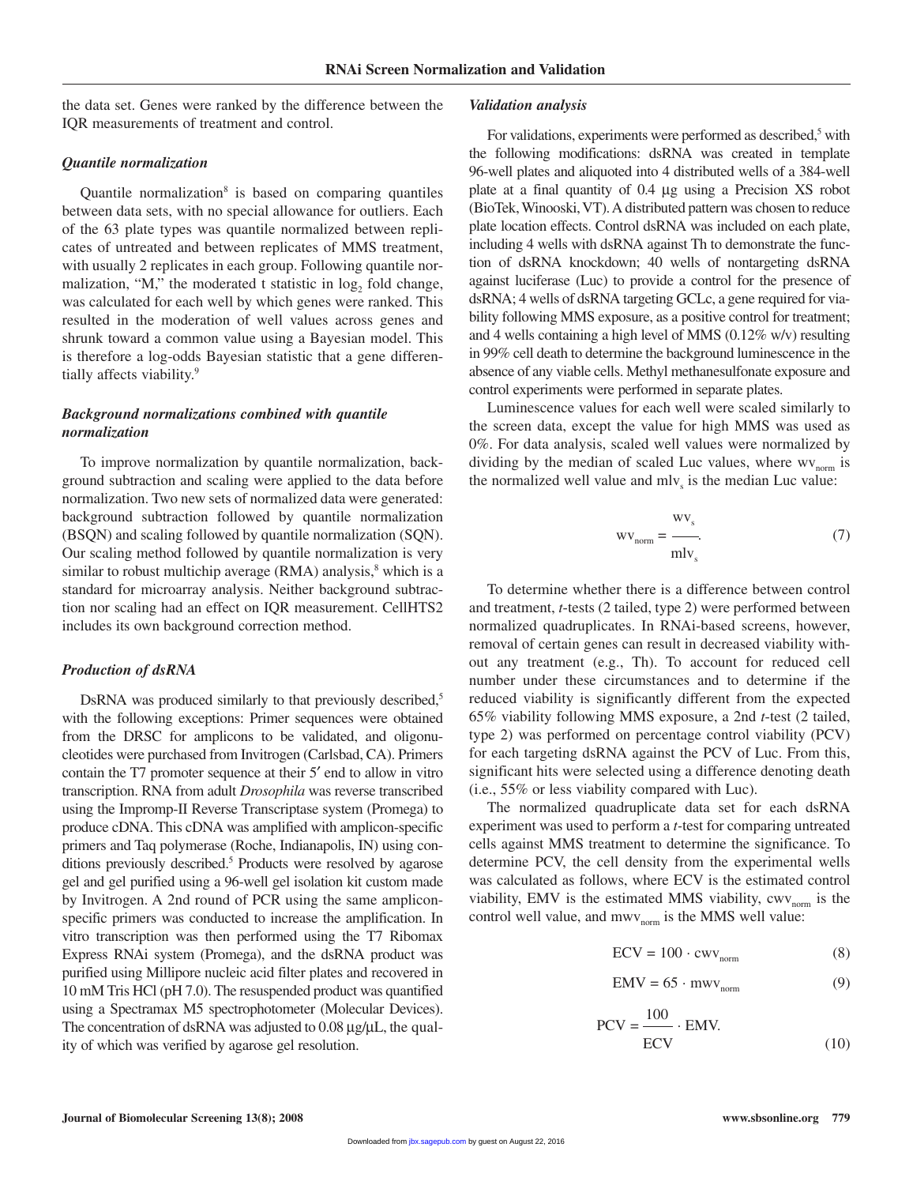the data set. Genes were ranked by the difference between the IQR measurements of treatment and control.

### *Quantile normalization*

Quantile normalization[8] is based on comparing quantiles between data sets, with no special allowance for outliers. Each of the 63 plate types was quantile normalized between replicates of untreated and between replicates of MMS treatment, with usually 2 replicates in each group. Following quantile normalization, "M," the moderated t statistic in $\log_2$ fold change, was calculated for each well by which genes were ranked. This resulted in the moderation of well values across genes and shrunk toward a common value using a Bayesian model. This is therefore a log-odds Bayesian statistic that a gene differentially affects viability.[9]

### *Background normalizations combined with quantile normalization*

To improve normalization by quantile normalization, background subtraction and scaling were applied to the data before normalization. Two new sets of normalized data were generated: background subtraction followed by quantile normalization (BSQN) and scaling followed by quantile normalization (SQN). Our scaling method followed by quantile normalization is very similar to robust multichip average (RMA) analysis,[8] which is a standard for microarray analysis. Neither background subtraction nor scaling had an effect on IQR measurement. CellHTS2 includes its own background correction method.

### *Production of dsRNA*

DsRNA was produced similarly to that previously described,[5] with the following exceptions: Primer sequences were obtained from the DRSC for amplicons to be validated, and oligonucleotides were purchased from Invitrogen (Carlsbad, CA). Primers contain the T7 promoter sequence at their 5′ end to allow in vitro transcription. RNA from adult *Drosophila* was reverse transcribed using the Impromp-II Reverse Transcriptase system (Promega) to produce cDNA. This cDNA was amplified with amplicon-specific primers and Taq polymerase (Roche, Indianapolis, IN) using conditions previously described.[5] Products were resolved by agarose gel and gel purified using a 96-well gel isolation kit custom made by Invitrogen. A 2nd round of PCR using the same amplicon-specific primers was conducted to increase the amplification. In vitro transcription was then performed using the T7 Ribomax Express RNAi system (Promega), and the dsRNA product was purified using Millipore nucleic acid filter plates and recovered in 10 mM Tris HCl (pH 7.0). The resuspended product was quantified using a Spectramax M5 spectrophotometer (Molecular Devices). The concentration of dsRNA was adjusted to 0.08 µg/µL, the quality of which was verified by agarose gel resolution.

### *Validation analysis*

For validations, experiments were performed as described,[5] with the following modifications: dsRNA was created in template 96-well plates and aliquoted into 4 distributed wells of a 384-well plate at a final quantity of 0.4 µg using a Precision XS robot (BioTek, Winooski, VT). A distributed pattern was chosen to reduce plate location effects. Control dsRNA was included on each plate, including 4 wells with dsRNA against Th to demonstrate the function of dsRNA knockdown; 40 wells of nontargeting dsRNA against luciferase (Luc) to provide a control for the presence of dsRNA; 4 wells of dsRNA targeting GCLc, a gene required for viability following MMS exposure, as a positive control for treatment; and 4 wells containing a high level of MMS (0.12% w/v) resulting in 99% cell death to determine the background luminescence in the absence of any viable cells. Methyl methanesulfonate exposure and control experiments were performed in separate plates.

Luminescence values for each well were scaled similarly to the screen data, except the value for high MMS was used as 0%. For data analysis, scaled well values were normalized by dividing by the median of scaled Luc values, where $wv_{norm}$ is the normalized well value and $mlv_s$ is the median Luc value:

$$wv_{norm} = \frac{wv_s}{mlv_s}. \tag{7}$$

To determine whether there is a difference between control and treatment, *t*-tests (2 tailed, type 2) were performed between normalized quadruplicates. In RNAi-based screens, however, removal of certain genes can result in decreased viability without any treatment (e.g., Th). To account for reduced cell number under these circumstances and to determine if the reduced viability is significantly different from the expected 65% viability following MMS exposure, a 2nd *t*-test (2 tailed, type 2) was performed on percentage control viability (PCV) for each targeting dsRNA against the PCV of Luc. From this, significant hits were selected using a difference denoting death (i.e., 55% or less viability compared with Luc).

The normalized quadruplicate data set for each dsRNA experiment was used to perform a *t*-test for comparing untreated cells against MMS treatment to determine the significance. To determine PCV, the cell density from the experimental wells was calculated as follows, where ECV is the estimated control viability, EMV is the estimated MMS viability, $cwv_{norm}$ is the control well value, and $mwv_{norm}$ is the MMS well value:

$$\text{ECV} = 100 \cdot cwv_{norm} \tag{8}$$

$$\text{EMV} = 65 \cdot mwv_{norm} \tag{9}$$

$$\text{PCV} = \frac{100}{\text{ECV}} \cdot \text{EMV}. \tag{10}$$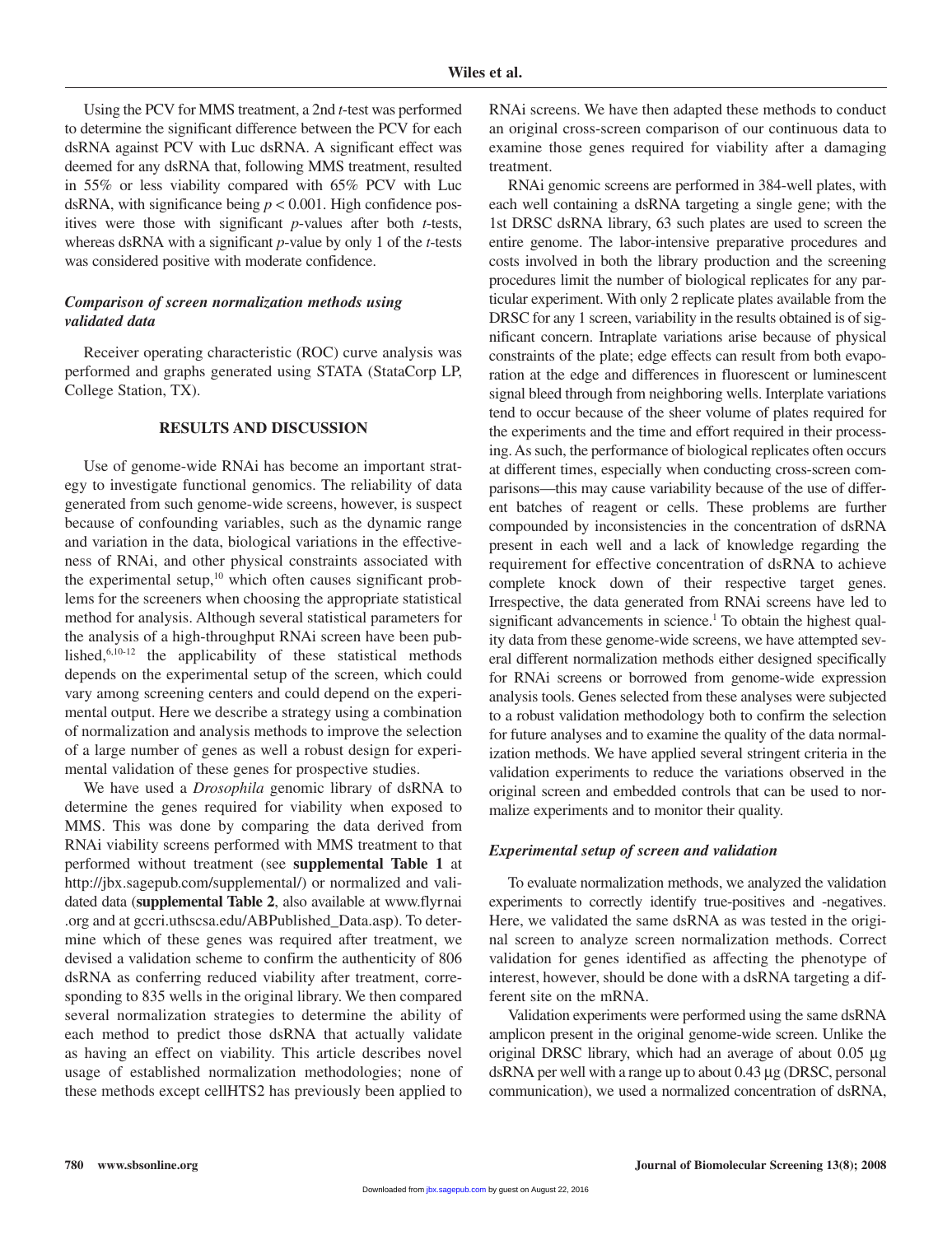Using the PCV for MMS treatment, a 2nd *t*-test was performed to determine the significant difference between the PCV for each dsRNA against PCV with Luc dsRNA. A significant effect was deemed for any dsRNA that, following MMS treatment, resulted in 55% or less viability compared with 65% PCV with Luc dsRNA, with significance being $p < 0.001$. High confidence positives were those with significant *p*-values after both *t*-tests, whereas dsRNA with a significant *p*-value by only 1 of the *t*-tests was considered positive with moderate confidence.

### *Comparison of screen normalization methods using validated data*

Receiver operating characteristic (ROC) curve analysis was performed and graphs generated using STATA (StataCorp LP, College Station, TX).

## RESULTS AND DISCUSSION

Use of genome-wide RNAi has become an important strategy to investigate functional genomics. The reliability of data generated from such genome-wide screens, however, is suspect because of confounding variables, such as the dynamic range and variation in the data, biological variations in the effectiveness of RNAi, and other physical constraints associated with the experimental setup,[10] which often causes significant problems for the screeners when choosing the appropriate statistical method for analysis. Although several statistical parameters for the analysis of a high-throughput RNAi screen have been published,[6,10-12] the applicability of these statistical methods depends on the experimental setup of the screen, which could vary among screening centers and could depend on the experimental output. Here we describe a strategy using a combination of normalization and analysis methods to improve the selection of a large number of genes as well a robust design for experimental validation of these genes for prospective studies.

We have used a *Drosophila* genomic library of dsRNA to determine the genes required for viability when exposed to MMS. This was done by comparing the data derived from RNAi viability screens performed with MMS treatment to that performed without treatment (see **supplemental Table 1** at http://jbx.sagepub.com/supplemental/) or normalized and validated data (**supplemental Table 2**, also available at www.flyrnai.org and at gccri.uthscsa.edu/ABPublished_Data.asp). To determine which of these genes was required after treatment, we devised a validation scheme to confirm the authenticity of 806 dsRNA as conferring reduced viability after treatment, corresponding to 835 wells in the original library. We then compared several normalization strategies to determine the ability of each method to predict those dsRNA that actually validate as having an effect on viability. This article describes novel usage of established normalization methodologies; none of these methods except cellHTS2 has previously been applied to RNAi screens. We have then adapted these methods to conduct an original cross-screen comparison of our continuous data to examine those genes required for viability after a damaging treatment.

RNAi genomic screens are performed in 384-well plates, with each well containing a dsRNA targeting a single gene; with the 1st DRSC dsRNA library, 63 such plates are used to screen the entire genome. The labor-intensive preparative procedures and costs involved in both the library production and the screening procedures limit the number of biological replicates for any particular experiment. With only 2 replicate plates available from the DRSC for any 1 screen, variability in the results obtained is of significant concern. Intraplate variations arise because of physical constraints of the plate; edge effects can result from both evaporation at the edge and differences in fluorescent or luminescent signal bleed through from neighboring wells. Interplate variations tend to occur because of the sheer volume of plates required for the experiments and the time and effort required in their processing. As such, the performance of biological replicates often occurs at different times, especially when conducting cross-screen comparisons—this may cause variability because of the use of different batches of reagent or cells. These problems are further compounded by inconsistencies in the concentration of dsRNA present in each well and a lack of knowledge regarding the requirement for effective concentration of dsRNA to achieve complete knock down of their respective target genes. Irrespective, the data generated from RNAi screens have led to significant advancements in science.[1] To obtain the highest quality data from these genome-wide screens, we have attempted several different normalization methods either designed specifically for RNAi screens or borrowed from genome-wide expression analysis tools. Genes selected from these analyses were subjected to a robust validation methodology both to confirm the selection for future analyses and to examine the quality of the data normalization methods. We have applied several stringent criteria in the validation experiments to reduce the variations observed in the original screen and embedded controls that can be used to normalize experiments and to monitor their quality.

### *Experimental setup of screen and validation*

To evaluate normalization methods, we analyzed the validation experiments to correctly identify true-positives and -negatives. Here, we validated the same dsRNA as was tested in the original screen to analyze screen normalization methods. Correct validation for genes identified as affecting the phenotype of interest, however, should be done with a dsRNA targeting a different site on the mRNA.

Validation experiments were performed using the same dsRNA amplicon present in the original genome-wide screen. Unlike the original DRSC library, which had an average of about 0.05 µg dsRNA per well with a range up to about 0.43 µg (DRSC, personal communication), we used a normalized concentration of dsRNA,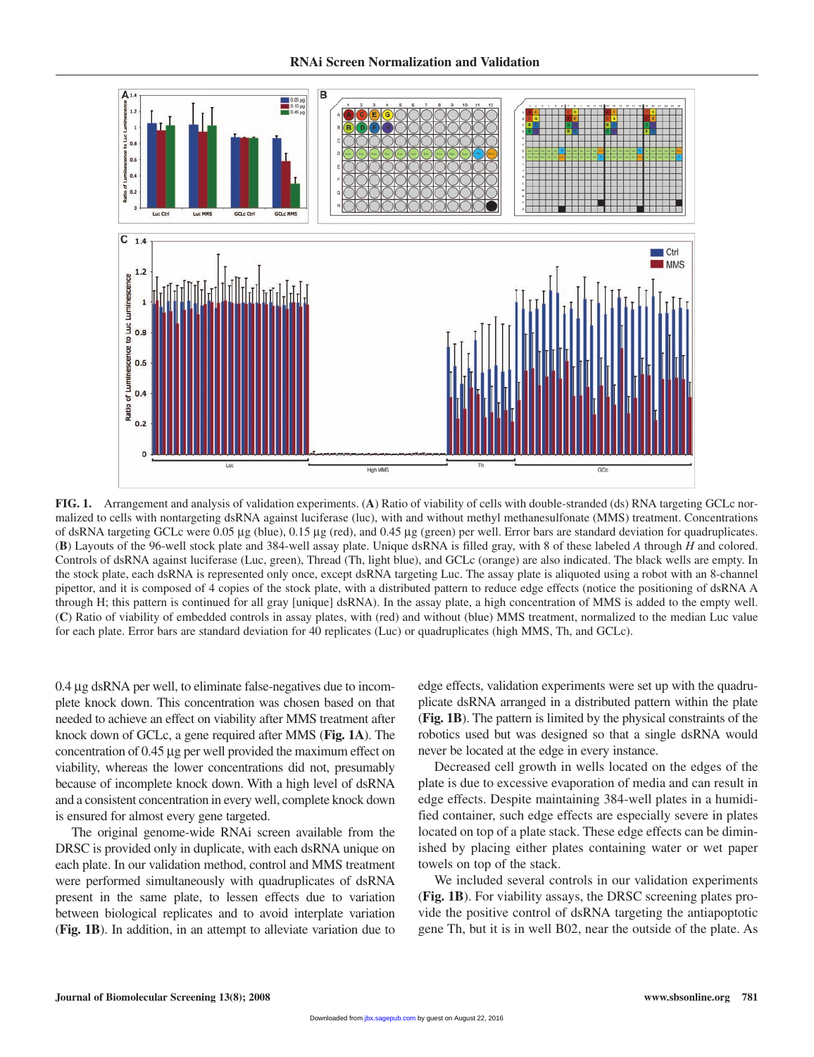**FIG. 1.** Arrangement and analysis of validation experiments. (**A**) Ratio of viability of cells with double-stranded (ds) RNA targeting GCLc normalized to cells with nontargeting dsRNA against luciferase (luc), with and without methyl methanesulfonate (MMS) treatment. Concentrations of dsRNA targeting GCLc were 0.05 µg (blue), 0.15 µg (red), and 0.45 µg (green) per well. Error bars are standard deviation for quadruplicates. (**B**) Layouts of the 96-well stock plate and 384-well assay plate. Unique dsRNA is filled gray, with 8 of these labeled *A* through *H* and colored. Controls of dsRNA against luciferase (Luc, green), Thread (Th, light blue), and GCLc (orange) are also indicated. The black wells are empty. In the stock plate, each dsRNA is represented only once, except dsRNA targeting Luc. The assay plate is aliquoted using a robot with an 8-channel pipettor, and it is composed of 4 copies of the stock plate, with a distributed pattern to reduce edge effects (notice the positioning of dsRNA A through H; this pattern is continued for all gray [unique] dsRNA). In the assay plate, a high concentration of MMS is added to the empty well. (**C**) Ratio of viability of embedded controls in assay plates, with (red) and without (blue) MMS treatment, normalized to the median Luc value for each plate. Error bars are standard deviation for 40 replicates (Luc) or quadruplicates (high MMS, Th, and GCLc).

0.4 µg dsRNA per well, to eliminate false-negatives due to incomplete knock down. This concentration was chosen based on that needed to achieve an effect on viability after MMS treatment after knock down of GCLc, a gene required after MMS (**Fig. 1A**). The concentration of 0.45 µg per well provided the maximum effect on viability, whereas the lower concentrations did not, presumably because of incomplete knock down. With a high level of dsRNA and a consistent concentration in every well, complete knock down is ensured for almost every gene targeted.

The original genome-wide RNAi screen available from the DRSC is provided only in duplicate, with each dsRNA unique on each plate. In our validation method, control and MMS treatment were performed simultaneously with quadruplicates of dsRNA present in the same plate, to lessen effects due to variation between biological replicates and to avoid interplate variation (**Fig. 1B**). In addition, in an attempt to alleviate variation due to edge effects, validation experiments were set up with the quadruplicate dsRNA arranged in a distributed pattern within the plate (**Fig. 1B**). The pattern is limited by the physical constraints of the robotics used but was designed so that a single dsRNA would never be located at the edge in every instance.

Decreased cell growth in wells located on the edges of the plate is due to excessive evaporation of media and can result in edge effects. Despite maintaining 384-well plates in a humidified container, such edge effects are especially severe in plates located on top of a plate stack. These edge effects can be diminished by placing either plates containing water or wet paper towels on top of the stack.

We included several controls in our validation experiments (**Fig. 1B**). For viability assays, the DRSC screening plates provide the positive control of dsRNA targeting the antiapoptotic gene Th, but it is in well B02, near the outside of the plate. As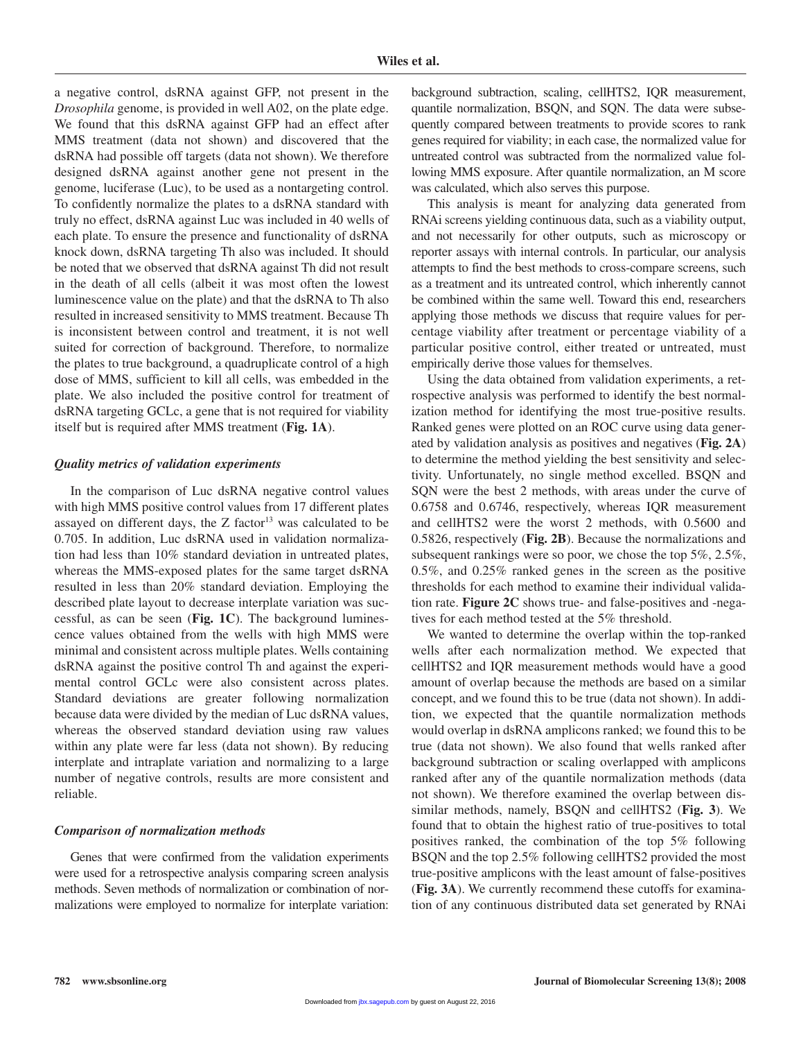a negative control, dsRNA against GFP, not present in the *Drosophila* genome, is provided in well A02, on the plate edge. We found that this dsRNA against GFP had an effect after MMS treatment (data not shown) and discovered that the dsRNA had possible off targets (data not shown). We therefore designed dsRNA against another gene not present in the genome, luciferase (Luc), to be used as a nontargeting control. To confidently normalize the plates to a dsRNA standard with truly no effect, dsRNA against Luc was included in 40 wells of each plate. To ensure the presence and functionality of dsRNA knock down, dsRNA targeting Th also was included. It should be noted that we observed that dsRNA against Th did not result in the death of all cells (albeit it was most often the lowest luminescence value on the plate) and that the dsRNA to Th also resulted in increased sensitivity to MMS treatment. Because Th is inconsistent between control and treatment, it is not well suited for correction of background. Therefore, to normalize the plates to true background, a quadruplicate control of a high dose of MMS, sufficient to kill all cells, was embedded in the plate. We also included the positive control for treatment of dsRNA targeting GCLc, a gene that is not required for viability itself but is required after MMS treatment (**Fig. 1A**).

### *Quality metrics of validation experiments*

In the comparison of Luc dsRNA negative control values with high MMS positive control values from 17 different plates assayed on different days, the Z factor[13] was calculated to be 0.705. In addition, Luc dsRNA used in validation normalization had less than 10% standard deviation in untreated plates, whereas the MMS-exposed plates for the same target dsRNA resulted in less than 20% standard deviation. Employing the described plate layout to decrease interplate variation was successful, as can be seen (**Fig. 1C**). The background luminescence values obtained from the wells with high MMS were minimal and consistent across multiple plates. Wells containing dsRNA against the positive control Th and against the experimental control GCLc were also consistent across plates. Standard deviations are greater following normalization because data were divided by the median of Luc dsRNA values, whereas the observed standard deviation using raw values within any plate were far less (data not shown). By reducing interplate and intraplate variation and normalizing to a large number of negative controls, results are more consistent and reliable.

### *Comparison of normalization methods*

Genes that were confirmed from the validation experiments were used for a retrospective analysis comparing screen analysis methods. Seven methods of normalization or combination of normalizations were employed to normalize for interplate variation: background subtraction, scaling, cellHTS2, IQR measurement, quantile normalization, BSQN, and SQN. The data were subsequently compared between treatments to provide scores to rank genes required for viability; in each case, the normalized value for untreated control was subtracted from the normalized value following MMS exposure. After quantile normalization, an M score was calculated, which also serves this purpose.

This analysis is meant for analyzing data generated from RNAi screens yielding continuous data, such as a viability output, and not necessarily for other outputs, such as microscopy or reporter assays with internal controls. In particular, our analysis attempts to find the best methods to cross-compare screens, such as a treatment and its untreated control, which inherently cannot be combined within the same well. Toward this end, researchers applying those methods we discuss that require values for percentage viability after treatment or percentage viability of a particular positive control, either treated or untreated, must empirically derive those values for themselves.

Using the data obtained from validation experiments, a retrospective analysis was performed to identify the best normalization method for identifying the most true-positive results. Ranked genes were plotted on an ROC curve using data generated by validation analysis as positives and negatives (**Fig. 2A**) to determine the method yielding the best sensitivity and selectivity. Unfortunately, no single method excelled. BSQN and SQN were the best 2 methods, with areas under the curve of 0.6758 and 0.6746, respectively, whereas IQR measurement and cellHTS2 were the worst 2 methods, with 0.5600 and 0.5826, respectively (**Fig. 2B**). Because the normalizations and subsequent rankings were so poor, we chose the top 5%, 2.5%, 0.5%, and 0.25% ranked genes in the screen as the positive thresholds for each method to examine their individual validation rate. **Figure 2C** shows true- and false-positives and -negatives for each method tested at the 5% threshold.

We wanted to determine the overlap within the top-ranked wells after each normalization method. We expected that cellHTS2 and IQR measurement methods would have a good amount of overlap because the methods are based on a similar concept, and we found this to be true (data not shown). In addition, we expected that the quantile normalization methods would overlap in dsRNA amplicons ranked; we found this to be true (data not shown). We also found that wells ranked after background subtraction or scaling overlapped with amplicons ranked after any of the quantile normalization methods (data not shown). We therefore examined the overlap between dissimilar methods, namely, BSQN and cellHTS2 (**Fig. 3**). We found that to obtain the highest ratio of true-positives to total positives ranked, the combination of the top 5% following BSQN and the top 2.5% following cellHTS2 provided the most true-positive amplicons with the least amount of false-positives (**Fig. 3A**). We currently recommend these cutoffs for examination of any continuous distributed data set generated by RNAi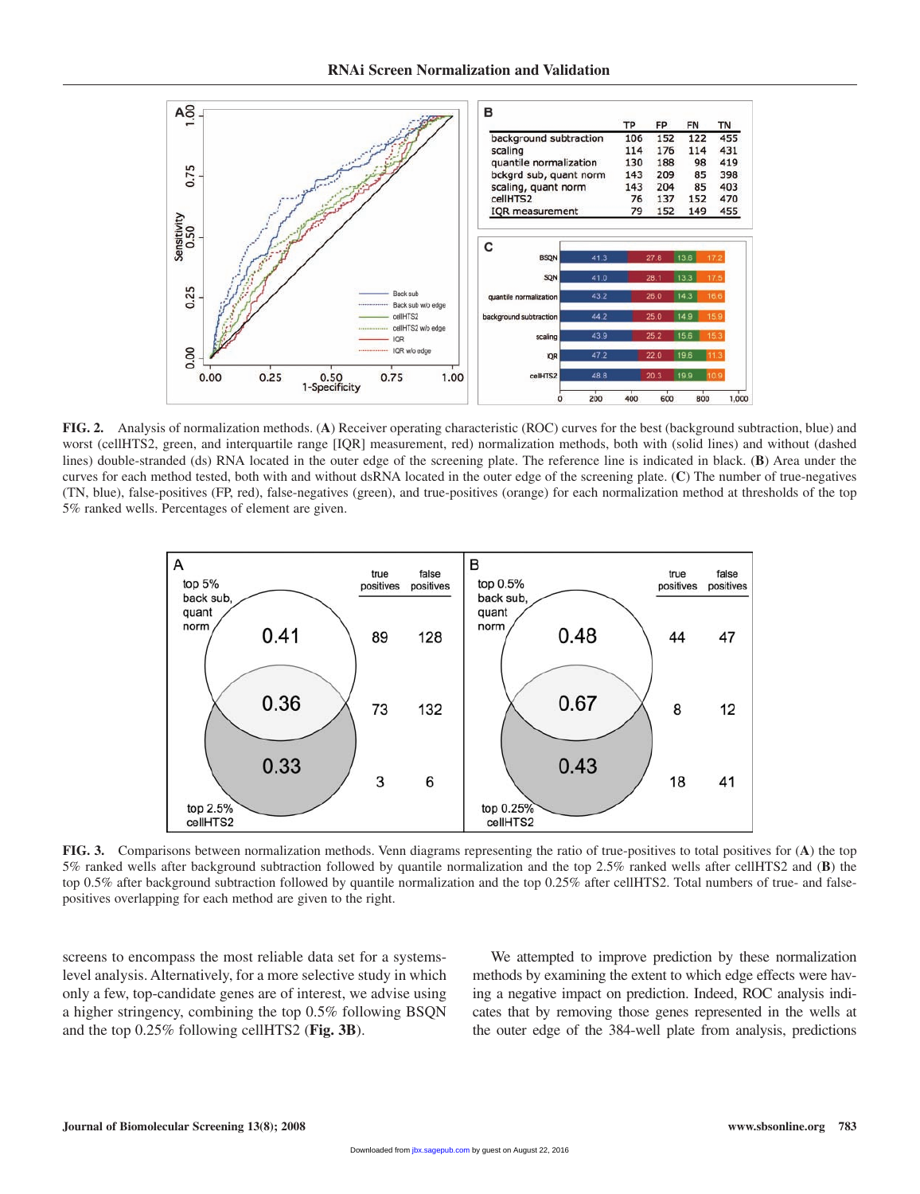| | TP | FP | FN | TN |
|---|---|---|---|---|
| background subtraction | 106 | 152 | 122 | 455 |
| scaling | 114 | 176 | 114 | 431 |
| quantile normalization | 130 | 188 | 98 | 419 |
| bckgrd sub, quant norm | 143 | 209 | 85 | 398 |
| scaling, quant norm | 143 | 204 | 85 | 403 |
| cellHTS2 | 76 | 137 | 152 | 470 |
| IQR measurement | 79 | 152 | 149 | 455 |

**FIG. 2.** Analysis of normalization methods. (**A**) Receiver operating characteristic (ROC) curves for the best (background subtraction, blue) and worst (cellHTS2, green, and interquartile range [IQR] measurement, red) normalization methods, both with (solid lines) and without (dashed lines) double-stranded (ds) RNA located in the outer edge of the screening plate. The reference line is indicated in black. (**B**) Area under the curves for each method tested, both with and without dsRNA located in the outer edge of the screening plate. (**C**) The number of true-negatives (TN, blue), false-positives (FP, red), false-negatives (green), and true-positives (orange) for each normalization method at thresholds of the top 5% ranked wells. Percentages of element are given.

**FIG. 3.** Comparisons between normalization methods. Venn diagrams representing the ratio of true-positives to total positives for (**A**) the top 5% ranked wells after background subtraction followed by quantile normalization and the top 2.5% ranked wells after cellHTS2 and (**B**) the top 0.5% after background subtraction followed by quantile normalization and the top 0.25% after cellHTS2. Total numbers of true- and false-positives overlapping for each method are given to the right.

screens to encompass the most reliable data set for a systems-level analysis. Alternatively, for a more selective study in which only a few, top-candidate genes are of interest, we advise using a higher stringency, combining the top 0.5% following BSQN and the top 0.25% following cellHTS2 (**Fig. 3B**).

We attempted to improve prediction by these normalization methods by examining the extent to which edge effects were having a negative impact on prediction. Indeed, ROC analysis indicates that by removing those genes represented in the wells at the outer edge of the 384-well plate from analysis, predictions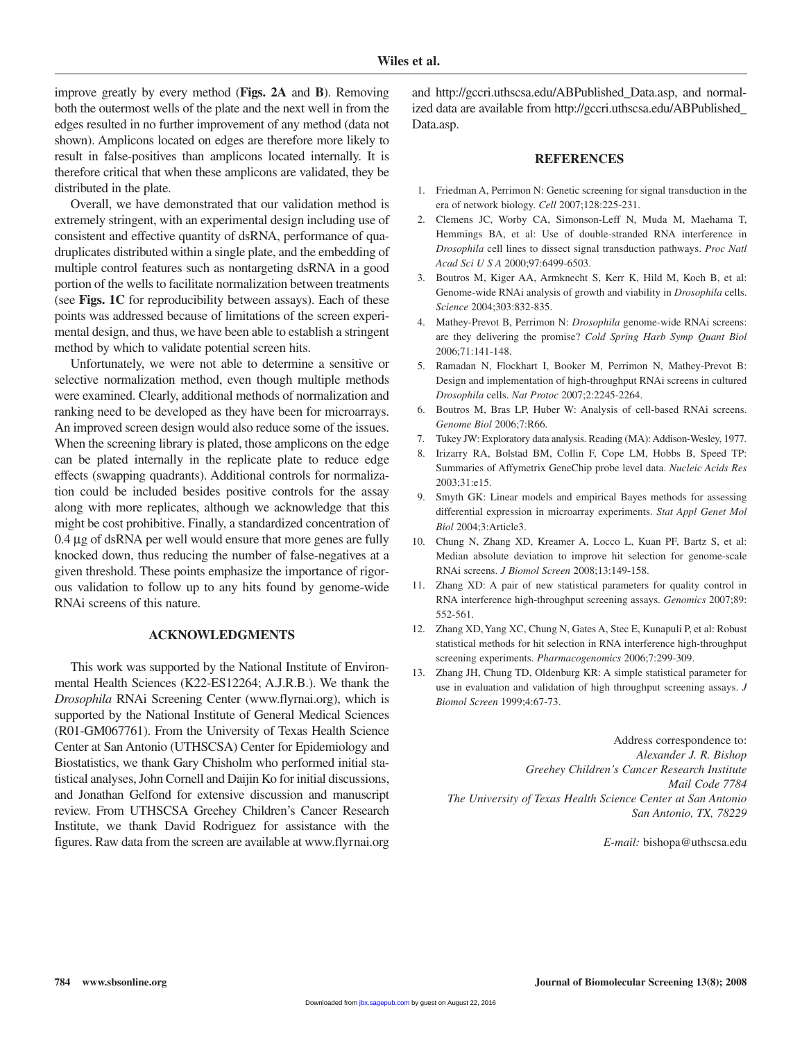improve greatly by every method (**Figs. 2A** and **B**). Removing both the outermost wells of the plate and the next well in from the edges resulted in no further improvement of any method (data not shown). Amplicons located on edges are therefore more likely to result in false-positives than amplicons located internally. It is therefore critical that when these amplicons are validated, they be distributed in the plate.

Overall, we have demonstrated that our validation method is extremely stringent, with an experimental design including use of consistent and effective quantity of dsRNA, performance of quadruplicates distributed within a single plate, and the embedding of multiple control features such as nontargeting dsRNA in a good portion of the wells to facilitate normalization between treatments (see **Figs. 1C** for reproducibility between assays). Each of these points was addressed because of limitations of the screen experimental design, and thus, we have been able to establish a stringent method by which to validate potential screen hits.

Unfortunately, we were not able to determine a sensitive or selective normalization method, even though multiple methods were examined. Clearly, additional methods of normalization and ranking need to be developed as they have been for microarrays. An improved screen design would also reduce some of the issues. When the screening library is plated, those amplicons on the edge can be plated internally in the replicate plate to reduce edge effects (swapping quadrants). Additional controls for normalization could be included besides positive controls for the assay along with more replicates, although we acknowledge that this might be cost prohibitive. Finally, a standardized concentration of 0.4 µg of dsRNA per well would ensure that more genes are fully knocked down, thus reducing the number of false-negatives at a given threshold. These points emphasize the importance of rigorous validation to follow up to any hits found by genome-wide RNAi screens of this nature.

## ACKNOWLEDGMENTS

This work was supported by the National Institute of Environmental Health Sciences (K22-ES12264; A.J.R.B.). We thank the *Drosophila* RNAi Screening Center (www.flyrnai.org), which is supported by the National Institute of General Medical Sciences (R01-GM067761). From the University of Texas Health Science Center at San Antonio (UTHSCSA) Center for Epidemiology and Biostatistics, we thank Gary Chisholm who performed initial statistical analyses, John Cornell and Daijin Ko for initial discussions, and Jonathan Gelfond for extensive discussion and manuscript review. From UTHSCSA Greehey Children's Cancer Research Institute, we thank David Rodriguez for assistance with the figures. Raw data from the screen are available at www.flyrnai.org and http://gccri.uthscsa.edu/ABPublished_Data.asp, and normalized data are available from http://gccri.uthscsa.edu/ABPublished_Data.asp.

## REFERENCES

1. Friedman A, Perrimon N: Genetic screening for signal transduction in the era of network biology. *Cell* 2007;128:225-231.
2. Clemens JC, Worby CA, Simonson-Leff N, Muda M, Maehama T, Hemmings BA, et al: Use of double-stranded RNA interference in *Drosophila* cell lines to dissect signal transduction pathways. *Proc Natl Acad Sci U S A* 2000;97:6499-6503.
3. Boutros M, Kiger AA, Armknecht S, Kerr K, Hild M, Koch B, et al: Genome-wide RNAi analysis of growth and viability in *Drosophila* cells. *Science* 2004;303:832-835.
4. Mathey-Prevot B, Perrimon N: *Drosophila* genome-wide RNAi screens: are they delivering the promise? *Cold Spring Harb Symp Quant Biol* 2006;71:141-148.
5. Ramadan N, Flockhart I, Booker M, Perrimon N, Mathey-Prevot B: Design and implementation of high-throughput RNAi screens in cultured *Drosophila* cells. *Nat Protoc* 2007;2:2245-2264.
6. Boutros M, Bras LP, Huber W: Analysis of cell-based RNAi screens. *Genome Biol* 2006;7:R66.
7. Tukey JW: Exploratory data analysis. Reading (MA): Addison-Wesley, 1977.
8. Irizarry RA, Bolstad BM, Collin F, Cope LM, Hobbs B, Speed TP: Summaries of Affymetrix GeneChip probe level data. *Nucleic Acids Res* 2003;31:e15.
9. Smyth GK: Linear models and empirical Bayes methods for assessing differential expression in microarray experiments. *Stat Appl Genet Mol Biol* 2004;3:Article3.
10. Chung N, Zhang XD, Kreamer A, Locco L, Kuan PF, Bartz S, et al: Median absolute deviation to improve hit selection for genome-scale RNAi screens. *J Biomol Screen* 2008;13:149-158.
11. Zhang XD: A pair of new statistical parameters for quality control in RNA interference high-throughput screening assays. *Genomics* 2007;89:552-561.
12. Zhang XD, Yang XC, Chung N, Gates A, Stec E, Kunapuli P, et al: Robust statistical methods for hit selection in RNA interference high-throughput screening experiments. *Pharmacogenomics* 2006;7:299-309.
13. Zhang JH, Chung TD, Oldenburg KR: A simple statistical parameter for use in evaluation and validation of high throughput screening assays. *J Biomol Screen* 1999;4:67-73.

Address correspondence to:
*Alexander J. R. Bishop*
*Greehey Children's Cancer Research Institute*
*Mail Code 7784*
*The University of Texas Health Science Center at San Antonio*
*San Antonio, TX, 78229*

*E-mail:* bishopa@uthscsa.edu